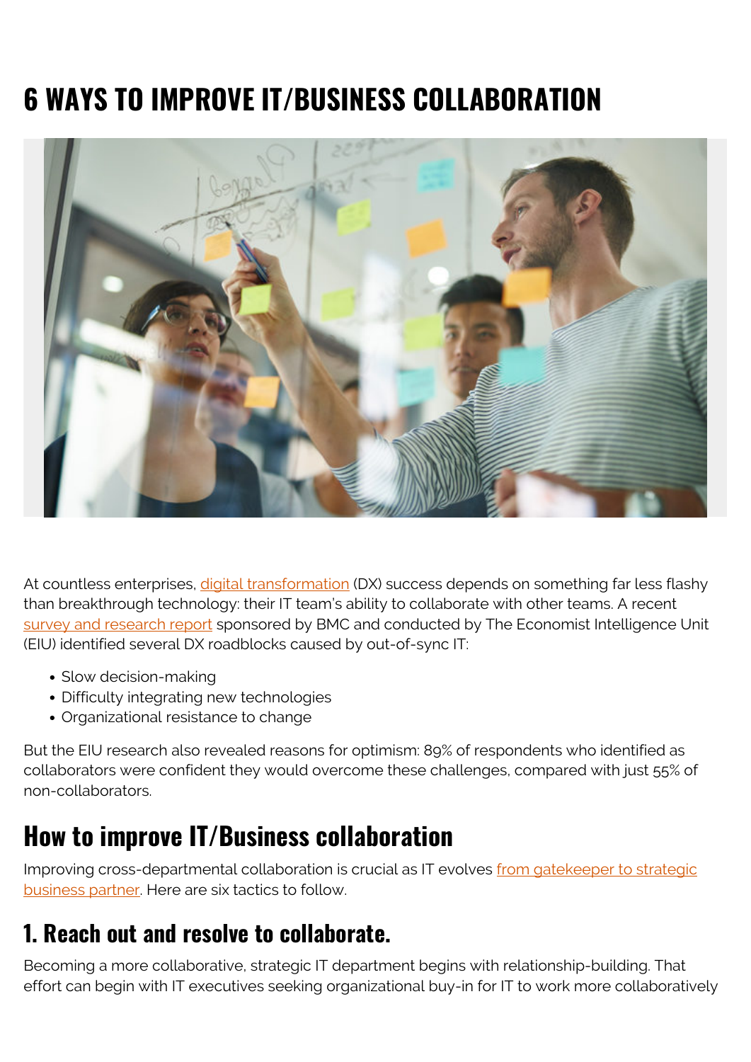# 6 WAYS TO IMPROVE IT/BUSINESS COLLABORATION

At countless enterprises, digital transformation (DX) success depends on something far less flashy than breakthrough technology: their IT team's ability to collaborate with other teams. A recent survey and research report sponsored by BMC and conducted by The Economist Intelligence Unit (EIU) identified several DX roadblocks caused by out-of-sync IT:

- Slow decision-making
- Difficulty integrating new technologies
- Organizational resistance to change

But the EIU research also revealed reasons for optimism: 89% of respondents who identified as collaborators were confident they would overcome these challenges, compared with just 55% of non-collaborators.

## How to improve IT/Business collaboration

Improving cross-departmental collaboration is crucial as IT evolves from gatekeeper to strategic business partner. Here are six tactics to follow.

### 1. Reach out and resolve to collaborate.

Becoming a more collaborative, strategic IT department begins with relationship-building. That effort can begin with IT executives seeking organizational buy-in for IT to work more collaboratively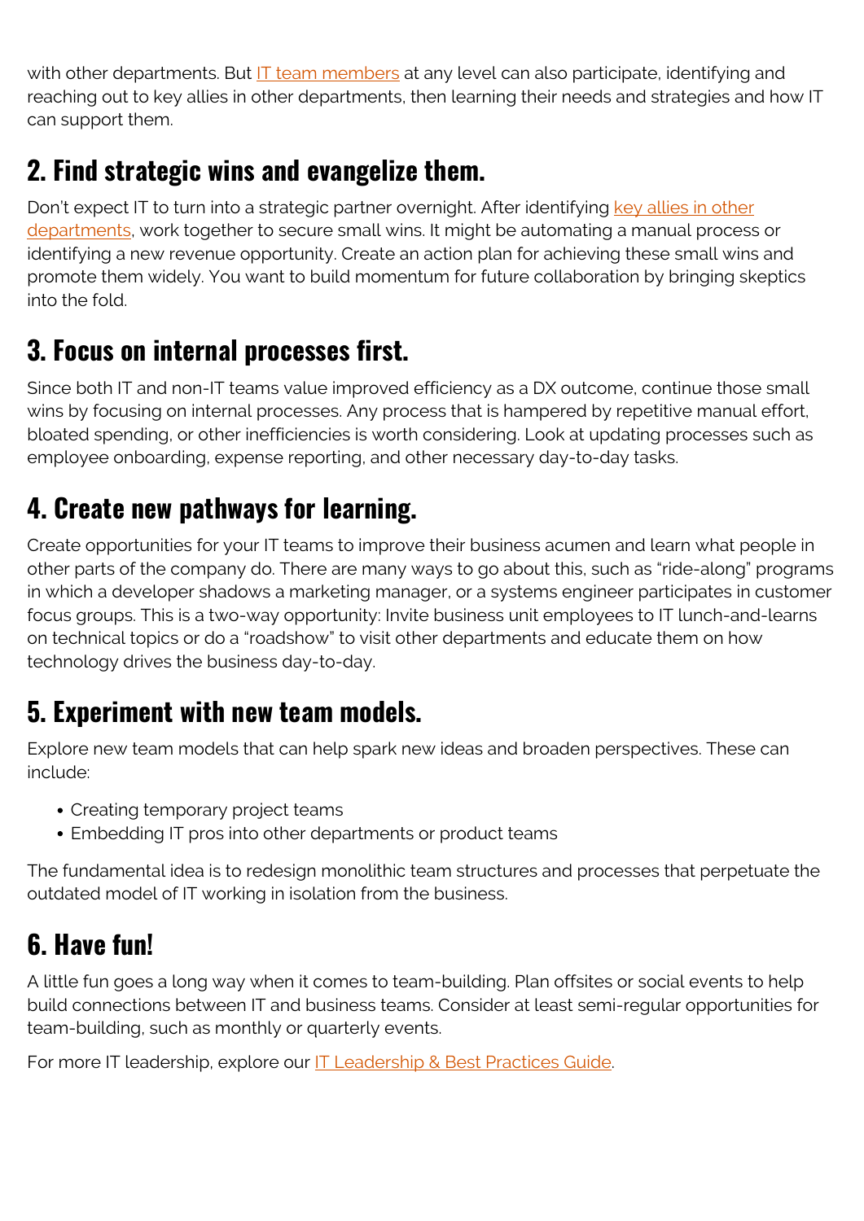with other departments. But IT team members at any level can also participate, identifying and reaching out to key allies in other departments, then learning their needs and strategies and how IT can support them.

## 2. Find strategic wins and evangelize them.

Don't expect IT to turn into a strategic partner overnight. After identifying key allies in other departments, work together to secure small wins. It might be automating a manual process or identifying a new revenue opportunity. Create an action plan for achieving these small wins and promote them widely. You want to build momentum for future collaboration by bringing skeptics into the fold.

## 3. Focus on internal processes first.

Since both IT and non-IT teams value improved efficiency as a DX outcome, continue those small wins by focusing on internal processes. Any process that is hampered by repetitive manual effort, bloated spending, or other inefficiencies is worth considering. Look at updating processes such as employee onboarding, expense reporting, and other necessary day-to-day tasks.

## 4. Create new pathways for learning.

Create opportunities for your IT teams to improve their business acumen and learn what people in other parts of the company do. There are many ways to go about this, such as "ride-along" programs in which a developer shadows a marketing manager, or a systems engineer participates in customer focus groups. This is a two-way opportunity: Invite business unit employees to IT lunch-and-learns on technical topics or do a "roadshow" to visit other departments and educate them on how technology drives the business day-to-day.

## 5. Experiment with new team models.

Explore new team models that can help spark new ideas and broaden perspectives. These can include:

- Creating temporary project teams
- Embedding IT pros into other departments or product teams

The fundamental idea is to redesign monolithic team structures and processes that perpetuate the outdated model of IT working in isolation from the business.

## 6. Have fun!

A little fun goes a long way when it comes to team-building. Plan offsites or social events to help build connections between IT and business teams. Consider at least semi-regular opportunities for team-building, such as monthly or quarterly events.

For more IT leadership, explore our IT Leadership & Best Practices Guide.